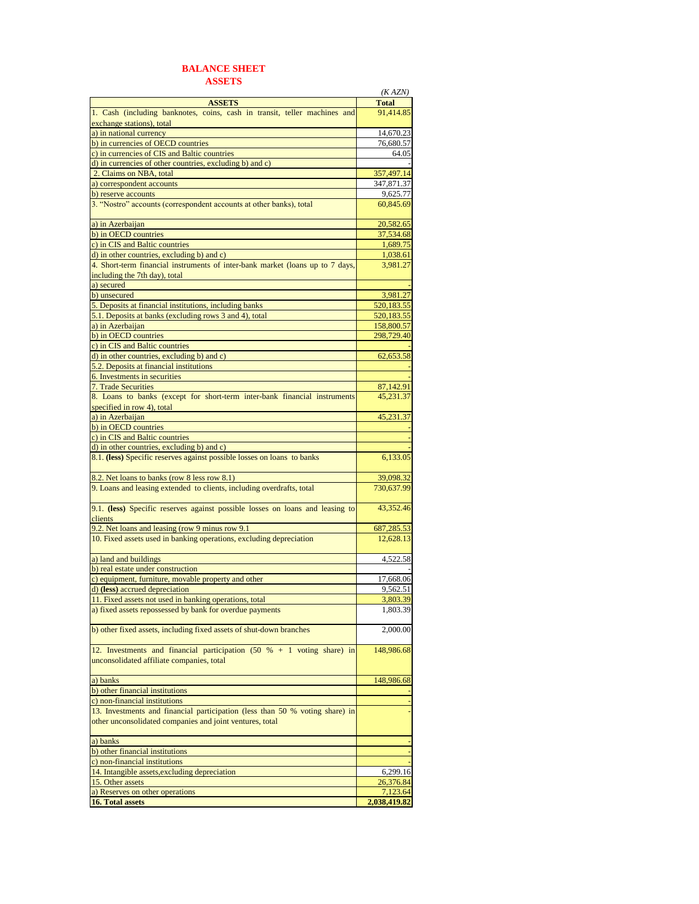# BALANCE SHEET

## ASSETS

*(K AZN)*

| ASSETS | Total |
|---|---|
| 1. Cash (including banknotes, coins, cash in transit, teller machines and exchange stations), total | 91,414.85 |
| a) in national currency | 14,670.23 |
| b) in currencies of OECD countries | 76,680.57 |
| c) in currencies of CIS and Baltic countries | 64.05 |
| d) in currencies of other countries, excluding b) and c) | - |
| 2. Claims on NBA, total | 357,497.14 |
| a) correspondent accounts | 347,871.37 |
| b) reserve accounts | 9,625.77 |
| 3. "Nostro" accounts (correspondent accounts at other banks), total | 60,845.69 |
| a) in Azerbaijan | 20,582.65 |
| b) in OECD countries | 37,534.68 |
| c) in CIS and Baltic countries | 1,689.75 |
| d) in other countries, excluding b) and c) | 1,038.61 |
| 4. Short-term financial instruments of inter-bank market (loans up to 7 days, including the 7th day), total | 3,981.27 |
| a) secured | - |
| b) unsecured | 3,981.27 |
| 5. Deposits at financial institutions, including banks | 520,183.55 |
| 5.1. Deposits at banks (excluding rows 3 and 4), total | 520,183.55 |
| a) in Azerbaijan | 158,800.57 |
| b) in OECD countries | 298,729.40 |
| c) in CIS and Baltic countries | - |
| d) in other countries, excluding b) and c) | 62,653.58 |
| 5.2. Deposits at financial institutions | - |
| 6. Investments in securities | - |
| 7. Trade Securities | 87,142.91 |
| 8. Loans to banks (except for short-term inter-bank financial instruments specified in row 4), total | 45,231.37 |
| a) in Azerbaijan | 45,231.37 |
| b) in OECD countries | - |
| c) in CIS and Baltic countries | - |
| d) in other countries, excluding b) and c) | - |
| 8.1. **(less)** Specific reserves against possible losses on loans to banks | 6,133.05 |
| 8.2. Net loans to banks (row 8 less row 8.1) | 39,098.32 |
| 9. Loans and leasing extended to clients, including overdrafts, total | 730,637.99 |
| 9.1. **(less)** Specific reserves against possible losses on loans and leasing to clients | 43,352.46 |
| 9.2. Net loans and leasing (row 9 minus row 9.1 | 687,285.53 |
| 10. Fixed assets used in banking operations, excluding depreciation | 12,628.13 |
| a) land and buildings | 4,522.58 |
| b) real estate under construction | - |
| c) equipment, furniture, movable property and other | 17,668.06 |
| d) **(less)** accrued depreciation | 9,562.51 |
| 11. Fixed assets not used in banking operations, total | 3,803.39 |
| a) fixed assets repossessed by bank for overdue payments | 1,803.39 |
| b) other fixed assets, including fixed assets of shut-down branches | 2,000.00 |
| 12. Investments and financial participation (50 % + 1 voting share) in unconsolidated affiliate companies, total | 148,986.68 |
| a) banks | 148,986.68 |
| b) other financial institutions | - |
| c) non-financial institutions | - |
| 13. Investments and financial participation (less than 50 % voting share) in other unconsolidated companies and joint ventures, total | - |
| a) banks | - |
| b) other financial institutions | - |
| c) non-financial institutions | - |
| 14. Intangible assets,excluding depreciation | 6,299.16 |
| 15. Other assets | 26,376.84 |
| a) Reserves on other operations | 7,123.64 |
| **16. Total assets** | **2,038,419.82** |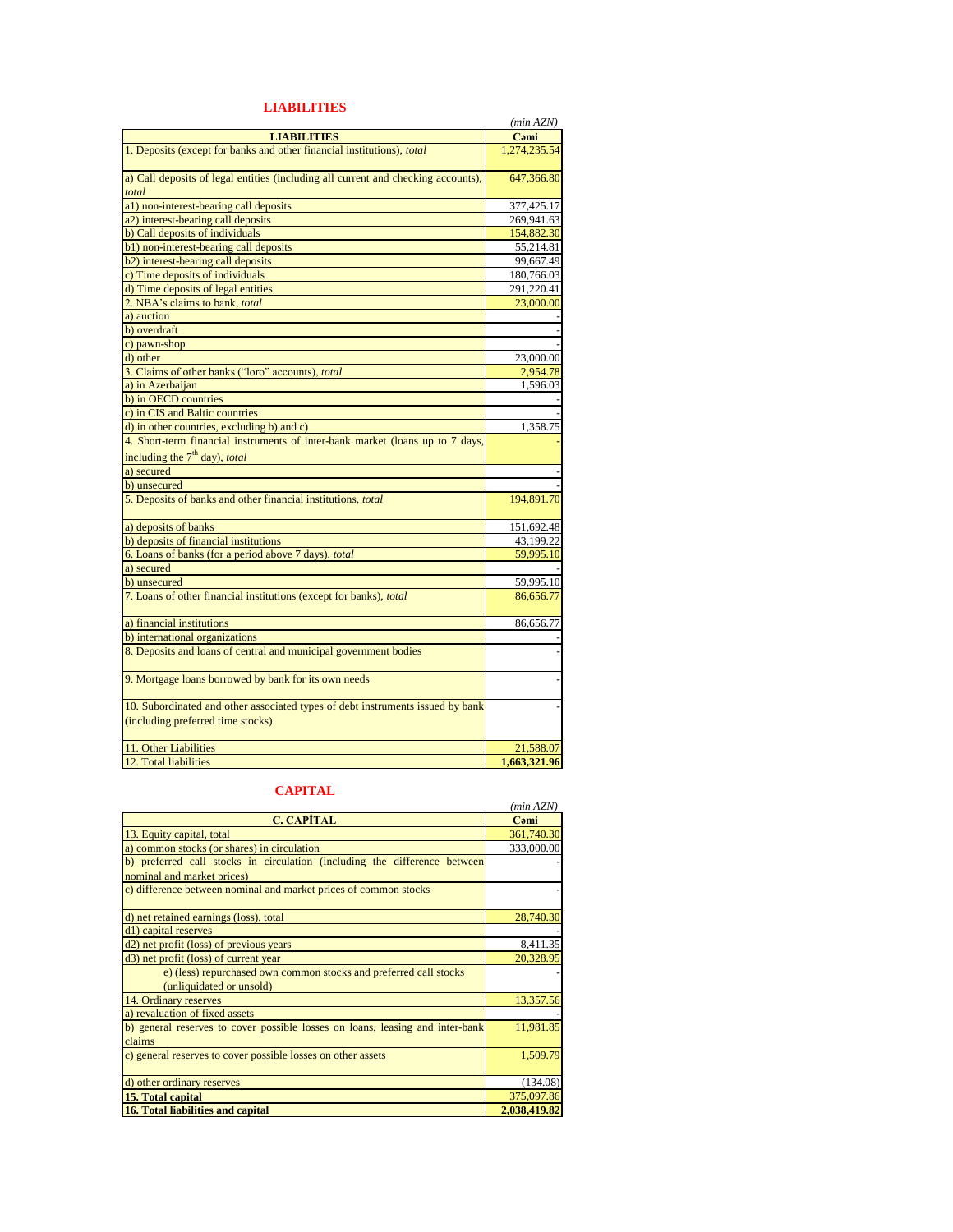## LIABILITIES

(min AZN)

| LIABILITIES | Cəmi |
|---|---|
| 1. Deposits (except for banks and other financial institutions), *total* | 1,274,235.54 |
| a) Call deposits of legal entities (including all current and checking accounts), *total* | 647,366.80 |
| a1) non-interest-bearing call deposits | 377,425.17 |
| a2) interest-bearing call deposits | 269,941.63 |
| b) Call deposits of individuals | 154,882.30 |
| b1) non-interest-bearing call deposits | 55,214.81 |
| b2) interest-bearing call deposits | 99,667.49 |
| c) Time deposits of individuals | 180,766.03 |
| d) Time deposits of legal entities | 291,220.41 |
| 2. NBA's claims to bank, *total* | 23,000.00 |
| a) auction | - |
| b) overdraft | - |
| c) pawn-shop | - |
| d) other | 23,000.00 |
| 3. Claims of other banks ("loro" accounts), *total* | 2,954.78 |
| a) in Azerbaijan | 1,596.03 |
| b) in OECD countries | - |
| c) in CIS and Baltic countries | - |
| d) in other countries, excluding b) and c) | 1,358.75 |
| 4. Short-term financial instruments of inter-bank market (loans up to 7 days, including the 7th day), *total* | - |
| a) secured | - |
| b) unsecured | - |
| 5. Deposits of banks and other financial institutions, *total* | 194,891.70 |
| a) deposits of banks | 151,692.48 |
| b) deposits of financial institutions | 43,199.22 |
| 6. Loans of banks (for a period above 7 days), *total* | 59,995.10 |
| a) secured | - |
| b) unsecured | 59,995.10 |
| 7. Loans of other financial institutions (except for banks), *total* | 86,656.77 |
| a) financial institutions | 86,656.77 |
| b) international organizations | - |
| 8. Deposits and loans of central and municipal government bodies | - |
| 9. Mortgage loans borrowed by bank for its own needs | - |
| 10. Subordinated and other associated types of debt instruments issued by bank (including preferred time stocks) | - |
| 11. Other Liabilities | 21,588.07 |
| 12. Total liabilities | **1,663,321.96** |

## CAPITAL

(min AZN)

| C. CAPİTAL | Cəmi |
|---|---|
| 13. Equity capital, total | 361,740.30 |
| a) common stocks (or shares) in circulation | 333,000.00 |
| b) preferred call stocks in circulation (including the difference between nominal and market prices) | - |
| c) difference between nominal and market prices of common stocks | - |
| d) net retained earnings (loss), total | 28,740.30 |
| d1) capital reserves | - |
| d2) net profit (loss) of previous years | 8,411.35 |
| d3) net profit (loss) of current year | 20,328.95 |
| e) (less) repurchased own common stocks and preferred call stocks (unliquidated or unsold) | - |
| 14. Ordinary reserves | 13,357.56 |
| a) revaluation of fixed assets | - |
| b) general reserves to cover possible losses on loans, leasing and inter-bank claims | 11,981.85 |
| c) general reserves to cover possible losses on other assets | 1,509.79 |
| d) other ordinary reserves | (134.08) |
| **15. Total capital** | 375,097.86 |
| **16. Total liabilities and capital** | **2,038,419.82** |